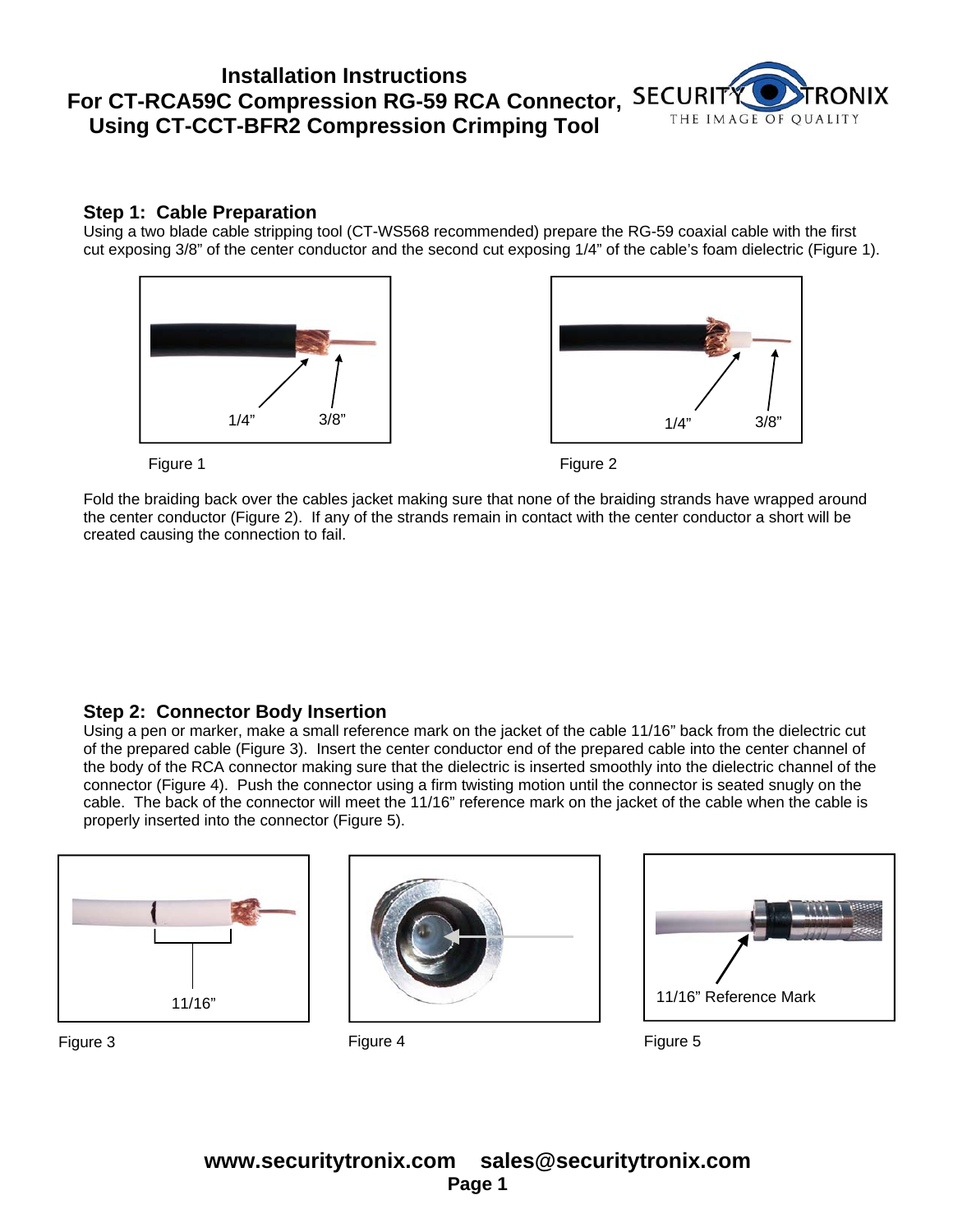# Installation Instructions For CT-RCA59C Compression RG-59 RCA Connector, Using CT-CCT-BFR2 Compression Crimping Tool

SECURITY TRONIX
THE IMAGE OF QUALITY

## Step 1: Cable Preparation

Using a two blade cable stripping tool (CT-WS568 recommended) prepare the RG-59 coaxial cable with the first cut exposing 3/8" of the center conductor and the second cut exposing 1/4" of the cable's foam dielectric (Figure 1).

1/4" 3/8"

Figure 1

1/4" 3/8"

Figure 2

Fold the braiding back over the cables jacket making sure that none of the braiding strands have wrapped around the center conductor (Figure 2). If any of the strands remain in contact with the center conductor a short will be created causing the connection to fail.

## Step 2: Connector Body Insertion

Using a pen or marker, make a small reference mark on the jacket of the cable 11/16" back from the dielectric cut of the prepared cable (Figure 3). Insert the center conductor end of the prepared cable into the center channel of the body of the RCA connector making sure that the dielectric is inserted smoothly into the dielectric channel of the connector (Figure 4). Push the connector using a firm twisting motion until the connector is seated snugly on the cable. The back of the connector will meet the 11/16" reference mark on the jacket of the cable when the cable is properly inserted into the connector (Figure 5).

11/16"

Figure 3

Figure 4

11/16" Reference Mark

Figure 5

**www.securitytronix.com sales@securitytronix.com**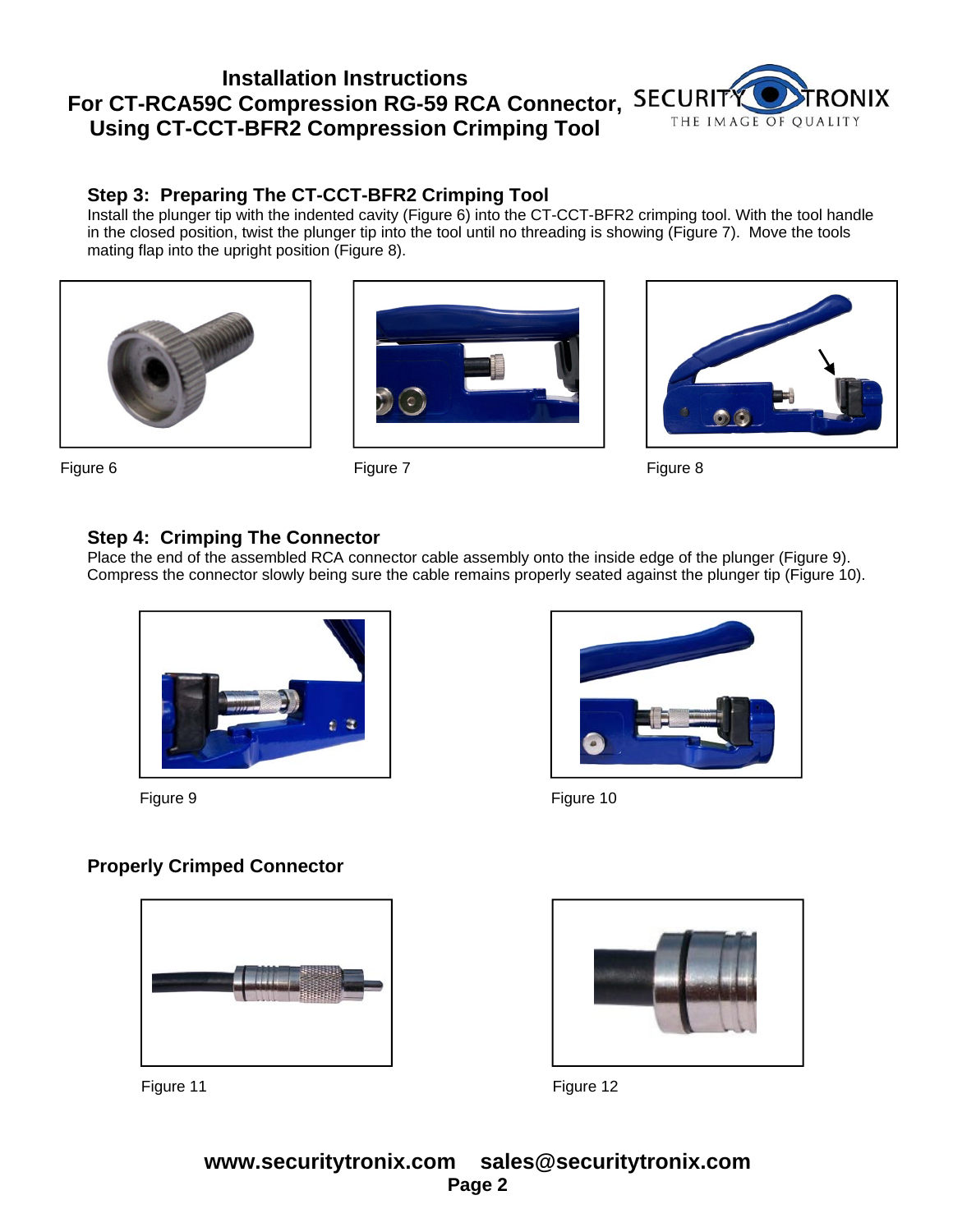# Installation Instructions
# For CT-RCA59C Compression RG-59 RCA Connector, Using CT-CCT-BFR2 Compression Crimping Tool

## Step 3: Preparing The CT-CCT-BFR2 Crimping Tool

Install the plunger tip with the indented cavity (Figure 6) into the CT-CCT-BFR2 crimping tool. With the tool handle in the closed position, twist the plunger tip into the tool until no threading is showing (Figure 7). Move the tools mating flap into the upright position (Figure 8).

Figure 6

Figure 7

Figure 8

## Step 4: Crimping The Connector

Place the end of the assembled RCA connector cable assembly onto the inside edge of the plunger (Figure 9). Compress the connector slowly being sure the cable remains properly seated against the plunger tip (Figure 10).

Figure 9

Figure 10

## Properly Crimped Connector

Figure 11

Figure 12

**www.securitytronix.com sales@securitytronix.com**